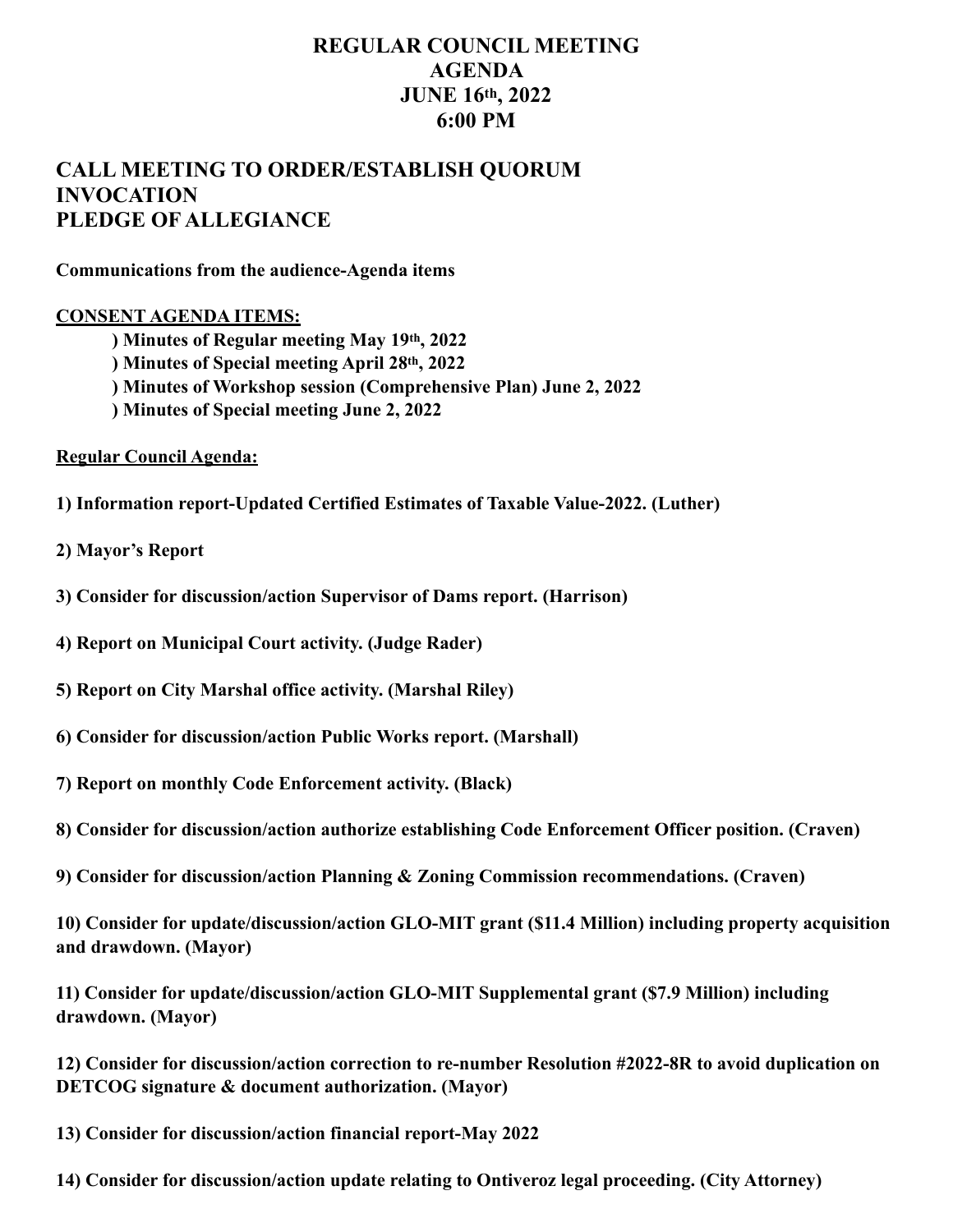# REGULAR COUNCIL MEETING
# AGENDA
# JUNE 16th, 2022
# 6:00 PM

## CALL MEETING TO ORDER/ESTABLISH QUORUM
## INVOCATION
## PLEDGE OF ALLEGIANCE

**Communications from the audience-Agenda items**

**CONSENT AGENDA ITEMS:**

**) Minutes of Regular meeting May 19th, 2022**
**) Minutes of Special meeting April 28th, 2022**
**) Minutes of Workshop session (Comprehensive Plan) June 2, 2022**
**) Minutes of Special meeting June 2, 2022**

**Regular Council Agenda:**

**1) Information report-Updated Certified Estimates of Taxable Value-2022. (Luther)**

**2) Mayor's Report**

**3) Consider for discussion/action Supervisor of Dams report. (Harrison)**

**4) Report on Municipal Court activity. (Judge Rader)**

**5) Report on City Marshal office activity. (Marshal Riley)**

**6) Consider for discussion/action Public Works report. (Marshall)**

**7) Report on monthly Code Enforcement activity. (Black)**

**8) Consider for discussion/action authorize establishing Code Enforcement Officer position. (Craven)**

**9) Consider for discussion/action Planning & Zoning Commission recommendations. (Craven)**

**10) Consider for update/discussion/action GLO-MIT grant ($11.4 Million) including property acquisition and drawdown. (Mayor)**

**11) Consider for update/discussion/action GLO-MIT Supplemental grant ($7.9 Million) including drawdown. (Mayor)**

**12) Consider for discussion/action correction to re-number Resolution #2022-8R to avoid duplication on DETCOG signature & document authorization. (Mayor)**

**13) Consider for discussion/action financial report-May 2022**

**14) Consider for discussion/action update relating to Ontiveroz legal proceeding. (City Attorney)**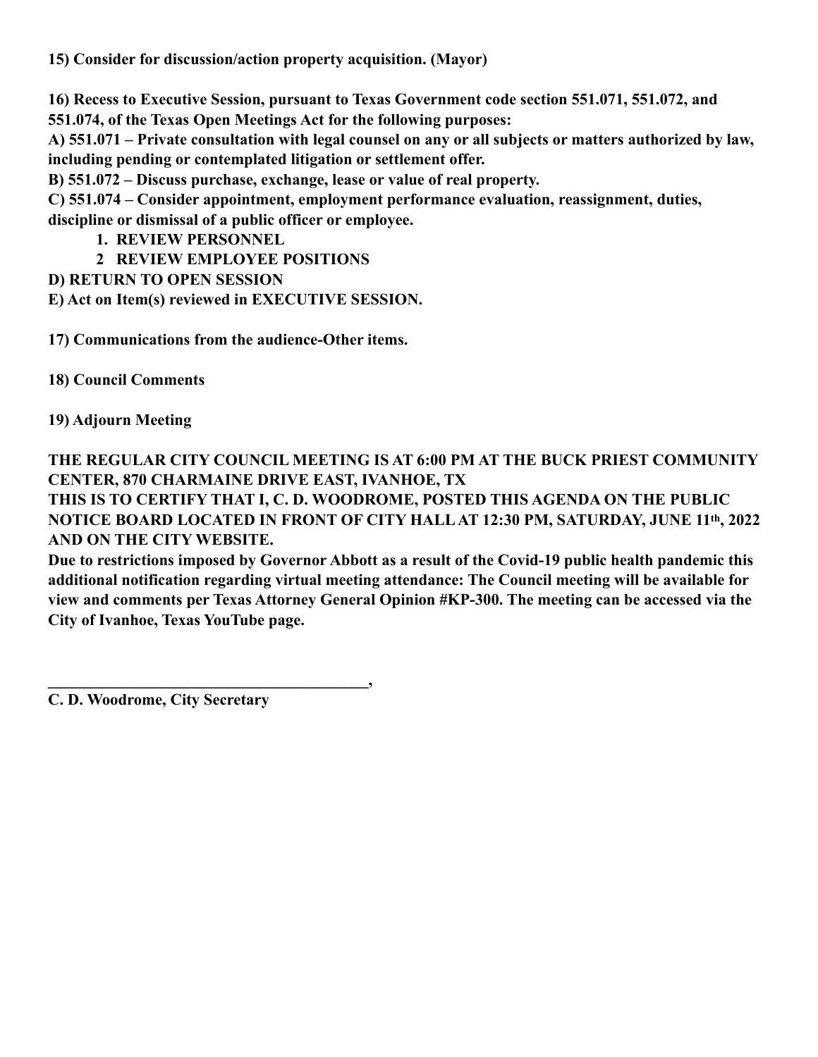**15) Consider for discussion/action property acquisition. (Mayor)**

**16) Recess to Executive Session, pursuant to Texas Government code section 551.071, 551.072, and 551.074, of the Texas Open Meetings Act for the following purposes:**

**A) 551.071 – Private consultation with legal counsel on any or all subjects or matters authorized by law, including pending or contemplated litigation or settlement offer.**

**B) 551.072 – Discuss purchase, exchange, lease or value of real property.**

**C) 551.074 – Consider appointment, employment performance evaluation, reassignment, duties, discipline or dismissal of a public officer or employee.**

1. **REVIEW PERSONNEL**
2. **REVIEW EMPLOYEE POSITIONS**

**D) RETURN TO OPEN SESSION**

**E) Act on Item(s) reviewed in EXECUTIVE SESSION.**

**17) Communications from the audience-Other items.**

**18) Council Comments**

**19) Adjourn Meeting**

**THE REGULAR CITY COUNCIL MEETING IS AT 6:00 PM AT THE BUCK PRIEST COMMUNITY CENTER, 870 CHARMAINE DRIVE EAST, IVANHOE, TX**

**THIS IS TO CERTIFY THAT I, C. D. WOODROME, POSTED THIS AGENDA ON THE PUBLIC NOTICE BOARD LOCATED IN FRONT OF CITY HALL AT 12:30 PM, SATURDAY, JUNE 11th, 2022 AND ON THE CITY WEBSITE.**

**Due to restrictions imposed by Governor Abbott as a result of the Covid-19 public health pandemic this additional notification regarding virtual meeting attendance: The Council meeting will be available for view and comments per Texas Attorney General Opinion #KP-300. The meeting can be accessed via the City of Ivanhoe, Texas YouTube page.**

**________________________________________,**

**C. D. Woodrome, City Secretary**